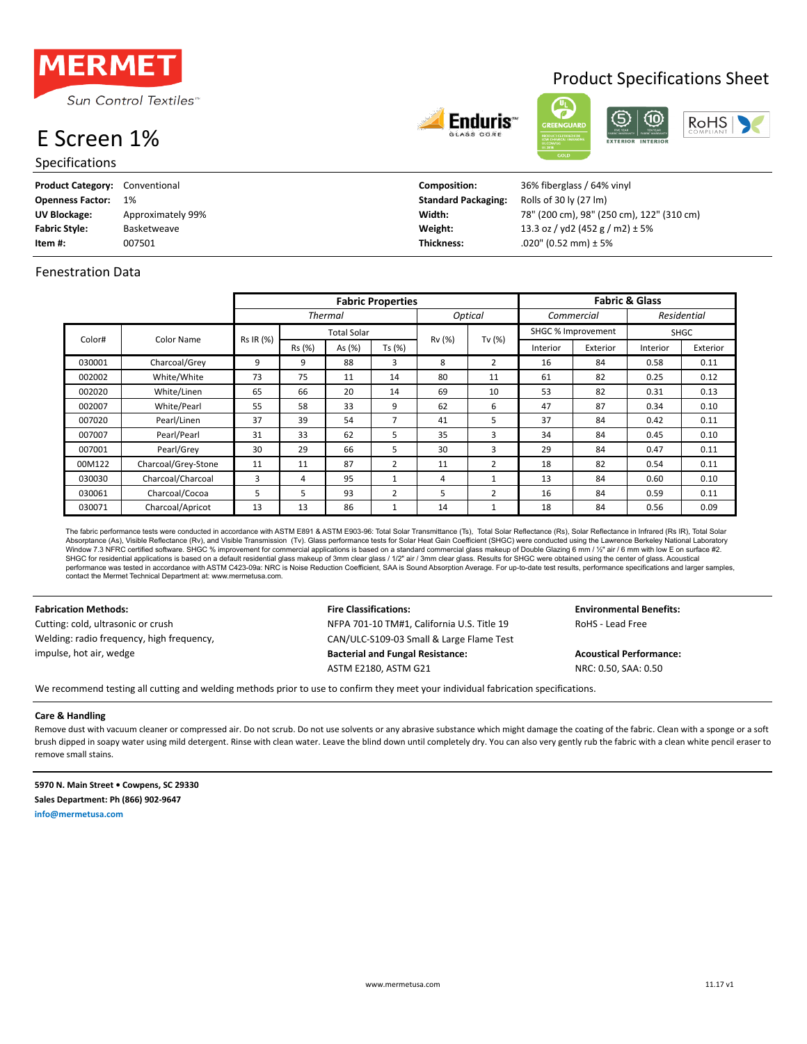MERMET

Sun Control Textiles™

# Product Specifications Sheet

# E Screen 1%

## Specifications

**Product Category:** Conventional
**Openness Factor:** 1%
**UV Blockage:** Approximately 99%
**Fabric Style:** Basketweave
**Item #:** 007501

**Composition:** 36% fiberglass / 64% vinyl
**Standard Packaging:** Rolls of 30 ly (27 lm)
**Width:** 78" (200 cm), 98" (250 cm), 122" (310 cm)
**Weight:** 13.3 oz / yd2 (452 g / m2) ± 5%
**Thickness:** .020" (0.52 mm) ± 5%

## Fenestration Data

| | | Fabric Properties | | | | | | Fabric & Glass | | | |
|---|---|---|---|---|---|---|---|---|---|---|---|
| | | *Thermal* | | | | *Optical* | | *Commercial* | | *Residential* | |
| Color# | Color Name | Rs IR (%) | Total Solar | | | Rv (%) | Tv (%) | SHGC % Improvement | | SHGC | |
| | | | Rs (%) | As (%) | Ts (%) | | | Interior | Exterior | Interior | Exterior |
| 030001 | Charcoal/Grey | 9 | 9 | 88 | 3 | 8 | 2 | 16 | 84 | 0.58 | 0.11 |
| 002002 | White/White | 73 | 75 | 11 | 14 | 80 | 11 | 61 | 82 | 0.25 | 0.12 |
| 002020 | White/Linen | 65 | 66 | 20 | 14 | 69 | 10 | 53 | 82 | 0.31 | 0.13 |
| 002007 | White/Pearl | 55 | 58 | 33 | 9 | 62 | 6 | 47 | 87 | 0.34 | 0.10 |
| 007020 | Pearl/Linen | 37 | 39 | 54 | 7 | 41 | 5 | 37 | 84 | 0.42 | 0.11 |
| 007007 | Pearl/Pearl | 31 | 33 | 62 | 5 | 35 | 3 | 34 | 84 | 0.45 | 0.10 |
| 007001 | Pearl/Grey | 30 | 29 | 66 | 5 | 30 | 3 | 29 | 84 | 0.47 | 0.11 |
| 00M122 | Charcoal/Grey-Stone | 11 | 11 | 87 | 2 | 11 | 2 | 18 | 82 | 0.54 | 0.11 |
| 030030 | Charcoal/Charcoal | 3 | 4 | 95 | 1 | 4 | 1 | 13 | 84 | 0.60 | 0.10 |
| 030061 | Charcoal/Cocoa | 5 | 5 | 93 | 2 | 5 | 2 | 16 | 84 | 0.59 | 0.11 |
| 030071 | Charcoal/Apricot | 13 | 13 | 86 | 1 | 14 | 1 | 18 | 84 | 0.56 | 0.09 |

The fabric performance tests were conducted in accordance with ASTM E891 & ASTM E903-96: Total Solar Transmittance (Ts), Total Solar Reflectance (Rs), Solar Reflectance in Infrared (Rs IR), Total Solar Absorptance (As), Visible Reflectance (Rv), and Visible Transmission (Tv). Glass performance tests for Solar Heat Gain Coefficient (SHGC) were conducted using the Lawrence Berkeley National Laboratory Window 7.3 NFRC certified software. SHGC % improvement for commercial applications is based on a standard commercial glass makeup of Double Glazing 6 mm / ½" air / 6 mm with low E on surface #2. SHGC for residential applications is based on a default residential glass makeup of 3mm clear glass / 1/2" air / 3mm clear glass. Results for SHGC were obtained using the center of glass. Acoustical performance was tested in accordance with ASTM C423-09a: NRC is Noise Reduction Coefficient, SAA is Sound Absorption Average. For up-to-date test results, performance specifications and larger samples, contact the Mermet Technical Department at: www.mermetusa.com.

**Fabrication Methods:**
Cutting: cold, ultrasonic or crush
Welding: radio frequency, high frequency, impulse, hot air, wedge

**Fire Classifications:**
NFPA 701-10 TM#1, California U.S. Title 19
CAN/ULC-S109-03 Small & Large Flame Test

**Bacterial and Fungal Resistance:**
ASTM E2180, ASTM G21

**Environmental Benefits:**
RoHS - Lead Free

**Acoustical Performance:**
NRC: 0.50, SAA: 0.50

We recommend testing all cutting and welding methods prior to use to confirm they meet your individual fabrication specifications.

**Care & Handling**

Remove dust with vacuum cleaner or compressed air. Do not scrub. Do not use solvents or any abrasive substance which might damage the coating of the fabric. Clean with a sponge or a soft brush dipped in soapy water using mild detergent. Rinse with clean water. Leave the blind down until completely dry. You can also very gently rub the fabric with a clean white pencil eraser to remove small stains.

**5970 N. Main Street • Cowpens, SC 29330**
**Sales Department: Ph (866) 902-9647**
**info@mermetusa.com**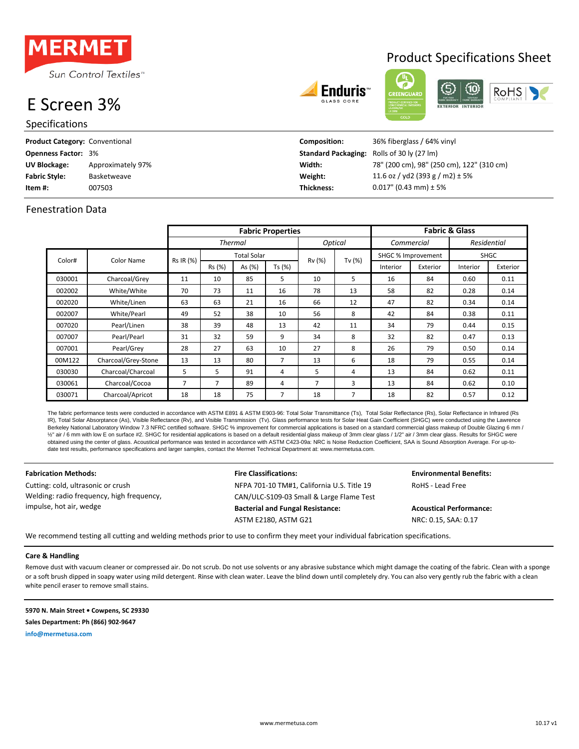MERMET

Sun Control Textiles™

# Product Specifications Sheet

# E Screen 3%

## Specifications

**Product Category:** Conventional
**Openness Factor:** 3%
**UV Blockage:** Approximately 97%
**Fabric Style:** Basketweave
**Item #:** 007503

**Composition:** 36% fiberglass / 64% vinyl
**Standard Packaging:** Rolls of 30 ly (27 lm)
**Width:** 78" (200 cm), 98" (250 cm), 122" (310 cm)
**Weight:** 11.6 oz / yd2 (393 g / m2) ± 5%
**Thickness:** 0.017" (0.43 mm) ± 5%

## Fenestration Data

| Color# | Color Name | Fabric Properties | | | | | | Fabric & Glass | | | |
|---|---|---|---|---|---|---|---|---|---|---|---|
| | | *Thermal* | | | | *Optical* | | *Commercial* | | *Residential* | |
| | | Rs IR (%) | Total Solar | | | Rv (%) | Tv (%) | SHGC % Improvement | | SHGC | |
| | | | Rs (%) | As (%) | Ts (%) | | | Interior | Exterior | Interior | Exterior |
| 030001 | Charcoal/Grey | 11 | 10 | 85 | 5 | 10 | 5 | 16 | 84 | 0.60 | 0.11 |
| 002002 | White/White | 70 | 73 | 11 | 16 | 78 | 13 | 58 | 82 | 0.28 | 0.14 |
| 002020 | White/Linen | 63 | 63 | 21 | 16 | 66 | 12 | 47 | 82 | 0.34 | 0.14 |
| 002007 | White/Pearl | 49 | 52 | 38 | 10 | 56 | 8 | 42 | 84 | 0.38 | 0.11 |
| 007020 | Pearl/Linen | 38 | 39 | 48 | 13 | 42 | 11 | 34 | 79 | 0.44 | 0.15 |
| 007007 | Pearl/Pearl | 31 | 32 | 59 | 9 | 34 | 8 | 32 | 82 | 0.47 | 0.13 |
| 007001 | Pearl/Grey | 28 | 27 | 63 | 10 | 27 | 8 | 26 | 79 | 0.50 | 0.14 |
| 00M122 | Charcoal/Grey-Stone | 13 | 13 | 80 | 7 | 13 | 6 | 18 | 79 | 0.55 | 0.14 |
| 030030 | Charcoal/Charcoal | 5 | 5 | 91 | 4 | 5 | 4 | 13 | 84 | 0.62 | 0.11 |
| 030061 | Charcoal/Cocoa | 7 | 7 | 89 | 4 | 7 | 3 | 13 | 84 | 0.62 | 0.10 |
| 030071 | Charcoal/Apricot | 18 | 18 | 75 | 7 | 18 | 7 | 18 | 82 | 0.57 | 0.12 |

The fabric performance tests were conducted in accordance with ASTM E891 & ASTM E903-96: Total Solar Transmittance (Ts), Total Solar Reflectance (Rs), Solar Reflectance in Infrared (Rs IR), Total Solar Absorptance (As), Visible Reflectance (Rv), and Visible Transmission (Tv). Glass performance tests for Solar Heat Gain Coefficient (SHGC) were conducted using the Lawrence Berkeley National Laboratory Window 7.3 NFRC certified software. SHGC % improvement for commercial applications is based on a standard commercial glass makeup of Double Glazing 6 mm / ½" air / 6 mm with low E on surface #2. SHGC for residential applications is based on a default residential glass makeup of 3mm clear glass / 1/2" air / 3mm clear glass. Results for SHGC were obtained using the center of glass. Acoustical performance was tested in accordance with ASTM C423-09a: NRC is Noise Reduction Coefficient, SAA is Sound Absorption Average. For up-to-date test results, performance specifications and larger samples, contact the Mermet Technical Department at: www.mermetusa.com.

**Fabrication Methods:**
Cutting: cold, ultrasonic or crush
Welding: radio frequency, high frequency, impulse, hot air, wedge

**Fire Classifications:**
NFPA 701-10 TM#1, California U.S. Title 19
CAN/ULC-S109-03 Small & Large Flame Test

**Bacterial and Fungal Resistance:**
ASTM E2180, ASTM G21

**Environmental Benefits:**
RoHS - Lead Free

**Acoustical Performance:**
NRC: 0.15, SAA: 0.17

We recommend testing all cutting and welding methods prior to use to confirm they meet your individual fabrication specifications.

**Care & Handling**

Remove dust with vacuum cleaner or compressed air. Do not scrub. Do not use solvents or any abrasive substance which might damage the coating of the fabric. Clean with a sponge or a soft brush dipped in soapy water using mild detergent. Rinse with clean water. Leave the blind down until completely dry. You can also very gently rub the fabric with a clean white pencil eraser to remove small stains.

**5970 N. Main Street • Cowpens, SC 29330**
**Sales Department: Ph (866) 902-9647**
**info@mermetusa.com**

www.mermetusa.com

10.17 v1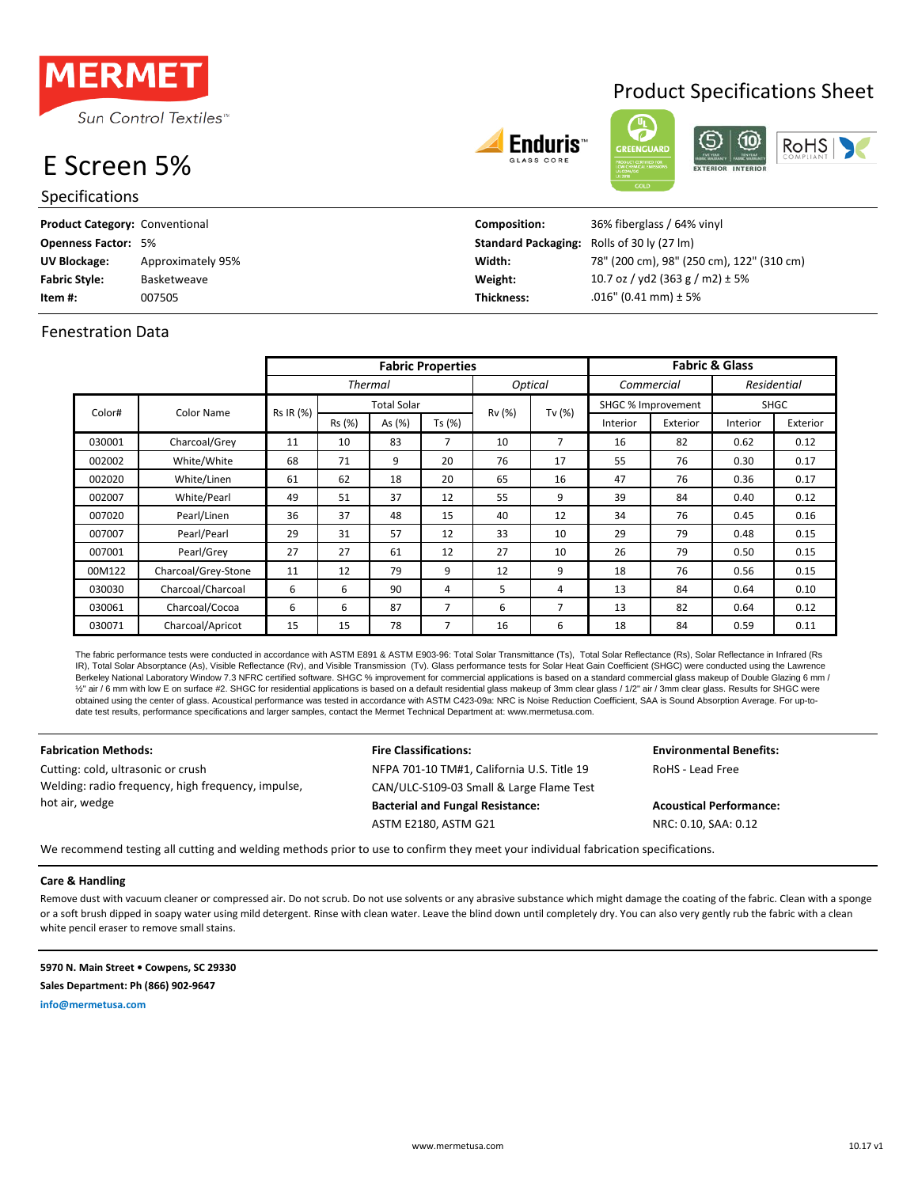MERMET

Sun Control Textiles™

# Product Specifications Sheet

# E Screen 5%

## Specifications

**Product Category:** Conventional
**Openness Factor:** 5%
**UV Blockage:** Approximately 95%
**Fabric Style:** Basketweave
**Item #:** 007505

**Composition:** 36% fiberglass / 64% vinyl
**Standard Packaging:** Rolls of 30 ly (27 lm)
**Width:** 78" (200 cm), 98" (250 cm), 122" (310 cm)
**Weight:** 10.7 oz / yd2 (363 g / m2) ± 5%
**Thickness:** .016" (0.41 mm) ± 5%

## Fenestration Data

| | | Fabric Properties | | | | | | Fabric & Glass | | | |
|---|---|---|---|---|---|---|---|---|---|---|---|
| | | *Thermal* | | | | *Optical* | | *Commercial* | | *Residential* | |
| Color# | Color Name | Rs IR (%) | Total Solar | | | Rv (%) | Tv (%) | SHGC % Improvement | | SHGC | |
| | | | Rs (%) | As (%) | Ts (%) | | | Interior | Exterior | Interior | Exterior |
| 030001 | Charcoal/Grey | 11 | 10 | 83 | 7 | 10 | 7 | 16 | 82 | 0.62 | 0.12 |
| 002002 | White/White | 68 | 71 | 9 | 20 | 76 | 17 | 55 | 76 | 0.30 | 0.17 |
| 002020 | White/Linen | 61 | 62 | 18 | 20 | 65 | 16 | 47 | 76 | 0.36 | 0.17 |
| 002007 | White/Pearl | 49 | 51 | 37 | 12 | 55 | 9 | 39 | 84 | 0.40 | 0.12 |
| 007020 | Pearl/Linen | 36 | 37 | 48 | 15 | 40 | 12 | 34 | 76 | 0.45 | 0.16 |
| 007007 | Pearl/Pearl | 29 | 31 | 57 | 12 | 33 | 10 | 29 | 79 | 0.48 | 0.15 |
| 007001 | Pearl/Grey | 27 | 27 | 61 | 12 | 27 | 10 | 26 | 79 | 0.50 | 0.15 |
| 00M122 | Charcoal/Grey-Stone | 11 | 12 | 79 | 9 | 12 | 9 | 18 | 76 | 0.56 | 0.15 |
| 030030 | Charcoal/Charcoal | 6 | 6 | 90 | 4 | 5 | 4 | 13 | 84 | 0.64 | 0.10 |
| 030061 | Charcoal/Cocoa | 6 | 6 | 87 | 7 | 6 | 7 | 13 | 82 | 0.64 | 0.12 |
| 030071 | Charcoal/Apricot | 15 | 15 | 78 | 7 | 16 | 6 | 18 | 84 | 0.59 | 0.11 |

The fabric performance tests were conducted in accordance with ASTM E891 & ASTM E903-96: Total Solar Transmittance (Ts), Total Solar Reflectance (Rs), Solar Reflectance in Infrared (Rs IR), Total Solar Absorptance (As), Visible Reflectance (Rv), and Visible Transmission (Tv). Glass performance tests for Solar Heat Gain Coefficient (SHGC) were conducted using the Lawrence Berkeley National Laboratory Window 7.3 NFRC certified software. SHGC % improvement for commercial applications is based on a standard commercial glass makeup of Double Glazing 6 mm / ½" air / 6 mm with low E on surface #2. SHGC for residential applications is based on a default residential glass makeup of 3mm clear glass / 1/2" air / 3mm clear glass. Results for SHGC were obtained using the center of glass. Acoustical performance was tested in accordance with ASTM C423-09a: NRC is Noise Reduction Coefficient, SAA is Sound Absorption Average. For up-to-date test results, performance specifications and larger samples, contact the Mermet Technical Department at: www.mermetusa.com.

**Fabrication Methods:**

Cutting: cold, ultrasonic or crush
Welding: radio frequency, high frequency, impulse, hot air, wedge

**Fire Classifications:**

NFPA 701-10 TM#1, California U.S. Title 19
CAN/ULC-S109-03 Small & Large Flame Test

**Bacterial and Fungal Resistance:**

ASTM E2180, ASTM G21

**Environmental Benefits:**

RoHS - Lead Free

**Acoustical Performance:**

NRC: 0.10, SAA: 0.12

We recommend testing all cutting and welding methods prior to use to confirm they meet your individual fabrication specifications.

**Care & Handling**

Remove dust with vacuum cleaner or compressed air. Do not scrub. Do not use solvents or any abrasive substance which might damage the coating of the fabric. Clean with a sponge or a soft brush dipped in soapy water using mild detergent. Rinse with clean water. Leave the blind down until completely dry. You can also very gently rub the fabric with a clean white pencil eraser to remove small stains.

**5970 N. Main Street • Cowpens, SC 29330**
**Sales Department: Ph (866) 902-9647**
**info@mermetusa.com**

www.mermetusa.com

10.17 v1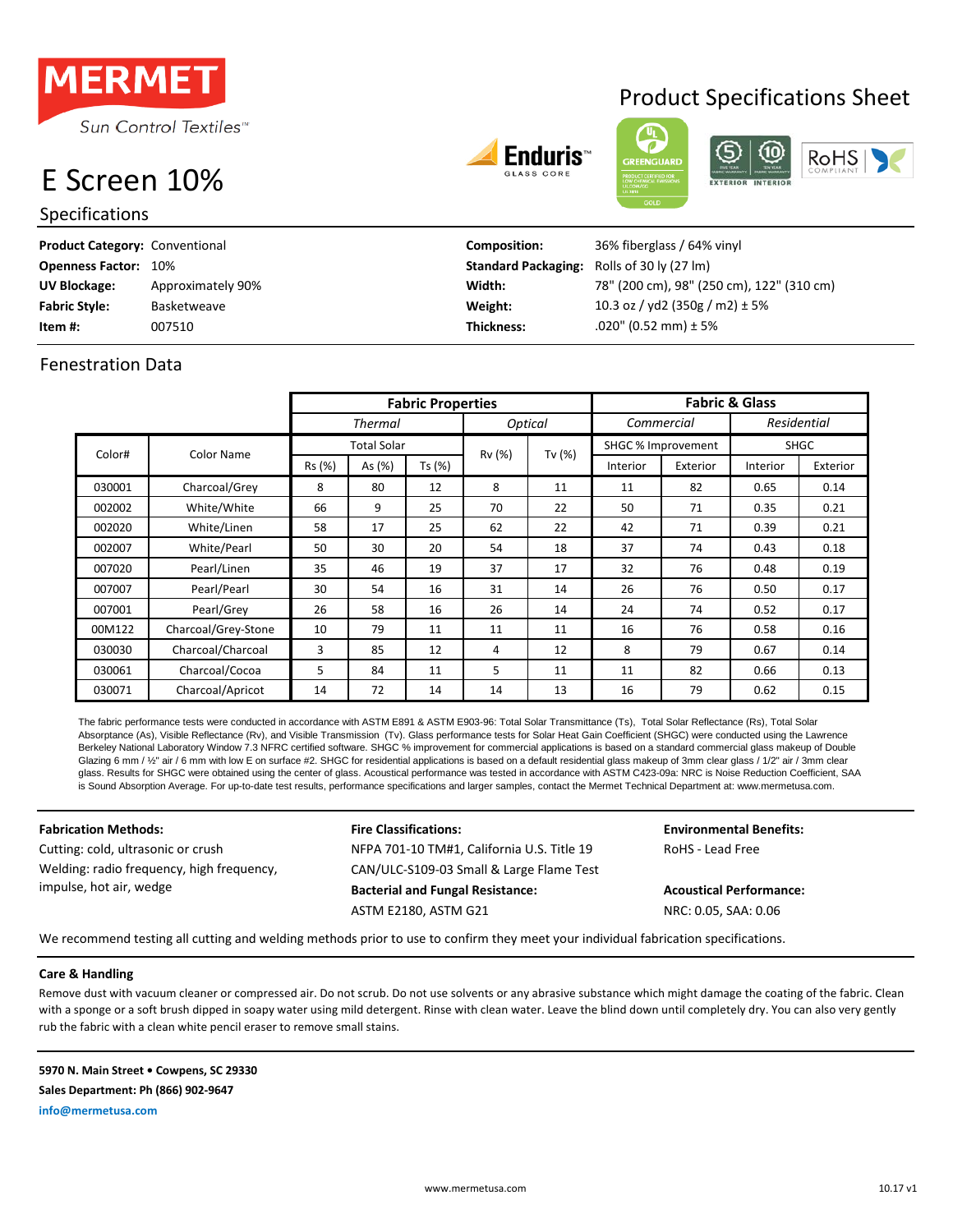# E Screen 10%

Product Specifications Sheet

MERMET Sun Control Textiles™

## Specifications

**Product Category:** Conventional
**Openness Factor:** 10%
**UV Blockage:** Approximately 90%
**Fabric Style:** Basketweave
**Item #:** 007510

**Composition:** 36% fiberglass / 64% vinyl
**Standard Packaging:** Rolls of 30 ly (27 lm)
**Width:** 78" (200 cm), 98" (250 cm), 122" (310 cm)
**Weight:** 10.3 oz / yd2 (350g / m2) ± 5%
**Thickness:** .020" (0.52 mm) ± 5%

## Fenestration Data

| | | Fabric Properties | | | | | Fabric & Glass | | | |
|---|---|---|---|---|---|---|---|---|---|---|
| | | *Thermal* | | | *Optical* | | *Commercial* | | *Residential* | |
| Color# | Color Name | Total Solar | | | Rv (%) | Tv (%) | SHGC % Improvement | | SHGC | |
| | | Rs (%) | As (%) | Ts (%) | | | Interior | Exterior | Interior | Exterior |
| 030001 | Charcoal/Grey | 8 | 80 | 12 | 8 | 11 | 11 | 82 | 0.65 | 0.14 |
| 002002 | White/White | 66 | 9 | 25 | 70 | 22 | 50 | 71 | 0.35 | 0.21 |
| 002020 | White/Linen | 58 | 17 | 25 | 62 | 22 | 42 | 71 | 0.39 | 0.21 |
| 002007 | White/Pearl | 50 | 30 | 20 | 54 | 18 | 37 | 74 | 0.43 | 0.18 |
| 007020 | Pearl/Linen | 35 | 46 | 19 | 37 | 17 | 32 | 76 | 0.48 | 0.19 |
| 007007 | Pearl/Pearl | 30 | 54 | 16 | 31 | 14 | 26 | 76 | 0.50 | 0.17 |
| 007001 | Pearl/Grey | 26 | 58 | 16 | 26 | 14 | 24 | 74 | 0.52 | 0.17 |
| 00M122 | Charcoal/Grey-Stone | 10 | 79 | 11 | 11 | 11 | 16 | 76 | 0.58 | 0.16 |
| 030030 | Charcoal/Charcoal | 3 | 85 | 12 | 4 | 12 | 8 | 79 | 0.67 | 0.14 |
| 030061 | Charcoal/Cocoa | 5 | 84 | 11 | 5 | 11 | 11 | 82 | 0.66 | 0.13 |
| 030071 | Charcoal/Apricot | 14 | 72 | 14 | 14 | 13 | 16 | 79 | 0.62 | 0.15 |

The fabric performance tests were conducted in accordance with ASTM E891 & ASTM E903-96: Total Solar Transmittance (Ts), Total Solar Reflectance (Rs), Total Solar Absorptance (As), Visible Reflectance (Rv), and Visible Transmission (Tv). Glass performance tests for Solar Heat Gain Coefficient (SHGC) were conducted using the Lawrence Berkeley National Laboratory Window 7.3 NFRC certified software. SHGC % improvement for commercial applications is based on a standard commercial glass makeup of Double Glazing 6 mm / ½" air / 6 mm with low E on surface #2. SHGC for residential applications is based on a default residential glass makeup of 3mm clear glass / 1/2" air / 3mm clear glass. Results for SHGC were obtained using the center of glass. Acoustical performance was tested in accordance with ASTM C423-09a: NRC is Noise Reduction Coefficient, SAA is Sound Absorption Average. For up-to-date test results, performance specifications and larger samples, contact the Mermet Technical Department at: www.mermetusa.com.

**Fabrication Methods:**
Cutting: cold, ultrasonic or crush
Welding: radio frequency, high frequency, impulse, hot air, wedge

**Fire Classifications:**
NFPA 701-10 TM#1, California U.S. Title 19
CAN/ULC-S109-03 Small & Large Flame Test

**Bacterial and Fungal Resistance:**
ASTM E2180, ASTM G21

**Environmental Benefits:**
RoHS - Lead Free

**Acoustical Performance:**
NRC: 0.05, SAA: 0.06

We recommend testing all cutting and welding methods prior to use to confirm they meet your individual fabrication specifications.

**Care & Handling**

Remove dust with vacuum cleaner or compressed air. Do not scrub. Do not use solvents or any abrasive substance which might damage the coating of the fabric. Clean with a sponge or a soft brush dipped in soapy water using mild detergent. Rinse with clean water. Leave the blind down until completely dry. You can also very gently rub the fabric with a clean white pencil eraser to remove small stains.

**5970 N. Main Street • Cowpens, SC 29330**
**Sales Department: Ph (866) 902-9647**
**info@mermetusa.com**

www.mermetusa.com

10.17 v1